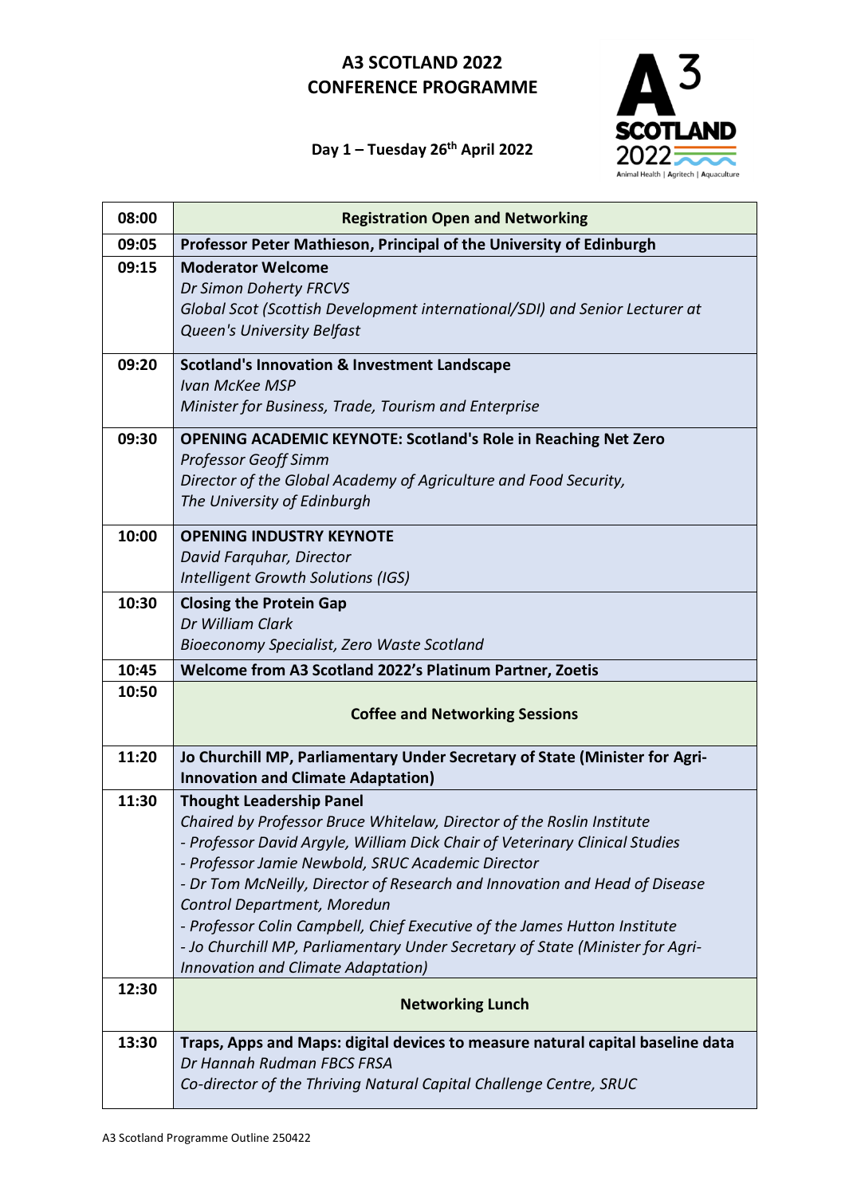# A3 SCOTLAND 2022
# CONFERENCE PROGRAMME

## Day 1 – Tuesday 26th April 2022

| Time | Session |
|---|---|
| 08:00 | **Registration Open and Networking** |
| 09:05 | **Professor Peter Mathieson, Principal of the University of Edinburgh** |
| 09:15 | **Moderator Welcome**<br>*Dr Simon Doherty FRCVS*<br>*Global Scot (Scottish Development international/SDI) and Senior Lecturer at Queen's University Belfast* |
| 09:20 | **Scotland's Innovation & Investment Landscape**<br>*Ivan McKee MSP*<br>*Minister for Business, Trade, Tourism and Enterprise* |
| 09:30 | **OPENING ACADEMIC KEYNOTE: Scotland's Role in Reaching Net Zero**<br>*Professor Geoff Simm*<br>*Director of the Global Academy of Agriculture and Food Security, The University of Edinburgh* |
| 10:00 | **OPENING INDUSTRY KEYNOTE**<br>*David Farquhar, Director*<br>*Intelligent Growth Solutions (IGS)* |
| 10:30 | **Closing the Protein Gap**<br>*Dr William Clark*<br>*Bioeconomy Specialist, Zero Waste Scotland* |
| 10:45 | **Welcome from A3 Scotland 2022's Platinum Partner, Zoetis** |
| 10:50 | **Coffee and Networking Sessions** |
| 11:20 | **Jo Churchill MP, Parliamentary Under Secretary of State (Minister for Agri-Innovation and Climate Adaptation)** |
| 11:30 | **Thought Leadership Panel**<br>*Chaired by Professor Bruce Whitelaw, Director of the Roslin Institute*<br>*- Professor David Argyle, William Dick Chair of Veterinary Clinical Studies*<br>*- Professor Jamie Newbold, SRUC Academic Director*<br>*- Dr Tom McNeilly, Director of Research and Innovation and Head of Disease Control Department, Moredun*<br>*- Professor Colin Campbell, Chief Executive of the James Hutton Institute*<br>*- Jo Churchill MP, Parliamentary Under Secretary of State (Minister for Agri-Innovation and Climate Adaptation)* |
| 12:30 | **Networking Lunch** |
| 13:30 | **Traps, Apps and Maps: digital devices to measure natural capital baseline data**<br>*Dr Hannah Rudman FBCS FRSA*<br>*Co-director of the Thriving Natural Capital Challenge Centre, SRUC* |

A3 Scotland Programme Outline 250422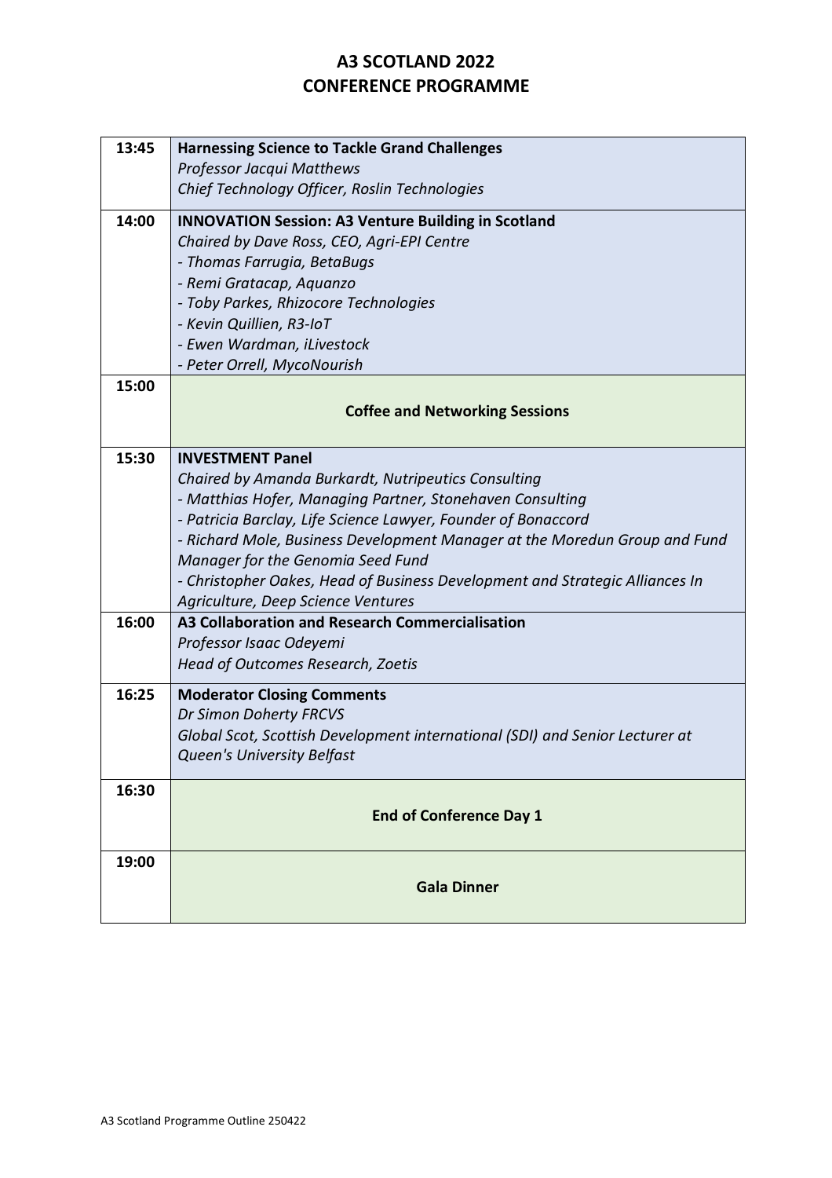# A3 SCOTLAND 2022
# CONFERENCE PROGRAMME

| Time | Session |
| --- | --- |
| 13:45 | **Harnessing Science to Tackle Grand Challenges**<br>*Professor Jacqui Matthews*<br>*Chief Technology Officer, Roslin Technologies* |
| 14:00 | **INNOVATION Session: A3 Venture Building in Scotland**<br>*Chaired by Dave Ross, CEO, Agri-EPI Centre*<br>*- Thomas Farrugia, BetaBugs*<br>*- Remi Gratacap, Aquanzo*<br>*- Toby Parkes, Rhizocore Technologies*<br>*- Kevin Quillien, R3-IoT*<br>*- Ewen Wardman, iLivestock*<br>*- Peter Orrell, MycoNourish* |
| 15:00 | **Coffee and Networking Sessions** |
| 15:30 | **INVESTMENT Panel**<br>*Chaired by Amanda Burkardt, Nutripeutics Consulting*<br>*- Matthias Hofer, Managing Partner, Stonehaven Consulting*<br>*- Patricia Barclay, Life Science Lawyer, Founder of Bonaccord*<br>*- Richard Mole, Business Development Manager at the Moredun Group and Fund Manager for the Genomia Seed Fund*<br>*- Christopher Oakes, Head of Business Development and Strategic Alliances In Agriculture, Deep Science Ventures* |
| 16:00 | **A3 Collaboration and Research Commercialisation**<br>*Professor Isaac Odeyemi*<br>*Head of Outcomes Research, Zoetis* |
| 16:25 | **Moderator Closing Comments**<br>*Dr Simon Doherty FRCVS*<br>*Global Scot, Scottish Development international (SDI) and Senior Lecturer at Queen's University Belfast* |
| 16:30 | **End of Conference Day 1** |
| 19:00 | **Gala Dinner** |

A3 Scotland Programme Outline 250422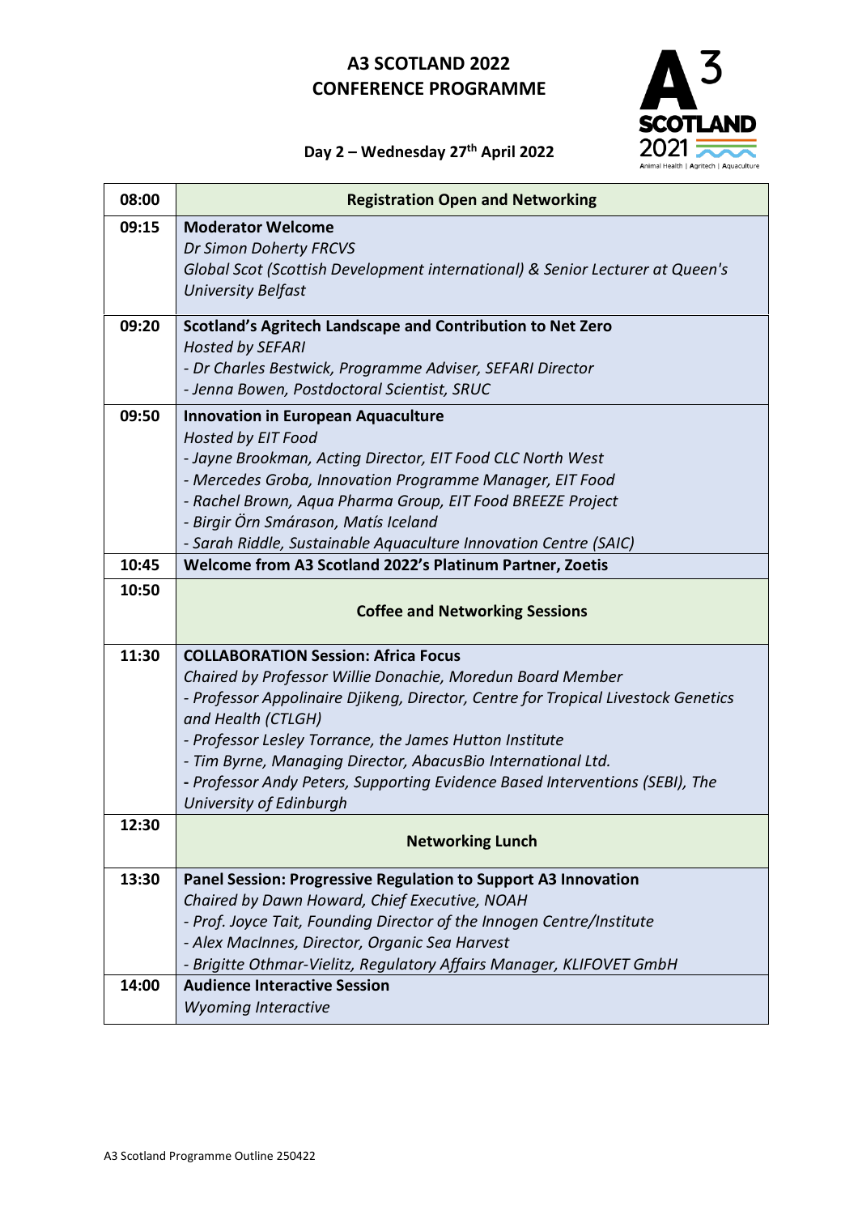# A3 SCOTLAND 2022
# CONFERENCE PROGRAMME

A3 SCOTLAND 2021 Animal Health | Agritech | Aquaculture

## Day 2 – Wednesday 27th April 2022

| | |
|---|---|
| 08:00 | **Registration Open and Networking** |
| 09:15 | **Moderator Welcome**<br>*Dr Simon Doherty FRCVS*<br>*Global Scot (Scottish Development international) & Senior Lecturer at Queen's University Belfast* |
| 09:20 | **Scotland's Agritech Landscape and Contribution to Net Zero**<br>*Hosted by SEFARI*<br>*- Dr Charles Bestwick, Programme Adviser, SEFARI Director*<br>*- Jenna Bowen, Postdoctoral Scientist, SRUC* |
| 09:50 | **Innovation in European Aquaculture**<br>*Hosted by EIT Food*<br>*- Jayne Brookman, Acting Director, EIT Food CLC North West*<br>*- Mercedes Groba, Innovation Programme Manager, EIT Food*<br>*- Rachel Brown, Aqua Pharma Group, EIT Food BREEZE Project*<br>*- Birgir Örn Smárason, Matís Iceland*<br>*- Sarah Riddle, Sustainable Aquaculture Innovation Centre (SAIC)* |
| 10:45 | **Welcome from A3 Scotland 2022's Platinum Partner, Zoetis** |
| 10:50 | **Coffee and Networking Sessions** |
| 11:30 | **COLLABORATION Session: Africa Focus**<br>*Chaired by Professor Willie Donachie, Moredun Board Member*<br>*- Professor Appolinaire Djikeng, Director, Centre for Tropical Livestock Genetics and Health (CTLGH)*<br>*- Professor Lesley Torrance, the James Hutton Institute*<br>*- Tim Byrne, Managing Director, AbacusBio International Ltd.*<br>*- Professor Andy Peters, Supporting Evidence Based Interventions (SEBI), The University of Edinburgh* |
| 12:30 | **Networking Lunch** |
| 13:30 | **Panel Session: Progressive Regulation to Support A3 Innovation**<br>*Chaired by Dawn Howard, Chief Executive, NOAH*<br>*- Prof. Joyce Tait, Founding Director of the Innogen Centre/Institute*<br>*- Alex MacInnes, Director, Organic Sea Harvest*<br>*- Brigitte Othmar-Vielitz, Regulatory Affairs Manager, KLIFOVET GmbH* |
| 14:00 | **Audience Interactive Session**<br>*Wyoming Interactive* |

A3 Scotland Programme Outline 250422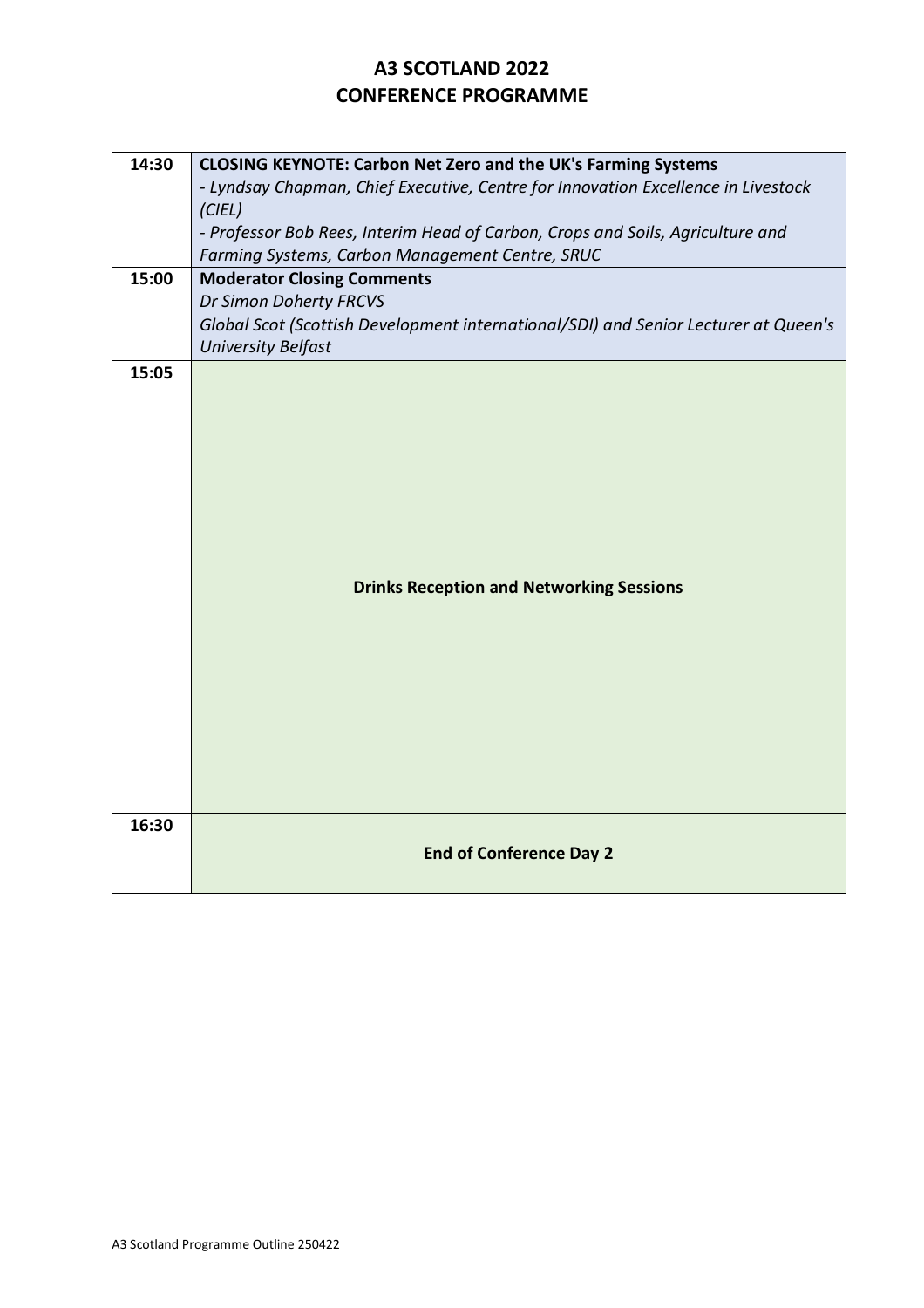# A3 SCOTLAND 2022
# CONFERENCE PROGRAMME

| | |
|---|---|
| **14:30** | **CLOSING KEYNOTE: Carbon Net Zero and the UK's Farming Systems**<br>*- Lyndsay Chapman, Chief Executive, Centre for Innovation Excellence in Livestock (CIEL)*<br>*- Professor Bob Rees, Interim Head of Carbon, Crops and Soils, Agriculture and Farming Systems, Carbon Management Centre, SRUC* |
| **15:00** | **Moderator Closing Comments**<br>*Dr Simon Doherty FRCVS*<br>*Global Scot (Scottish Development international/SDI) and Senior Lecturer at Queen's University Belfast* |
| **15:05** | **Drinks Reception and Networking Sessions** |
| **16:30** | **End of Conference Day 2** |

A3 Scotland Programme Outline 250422